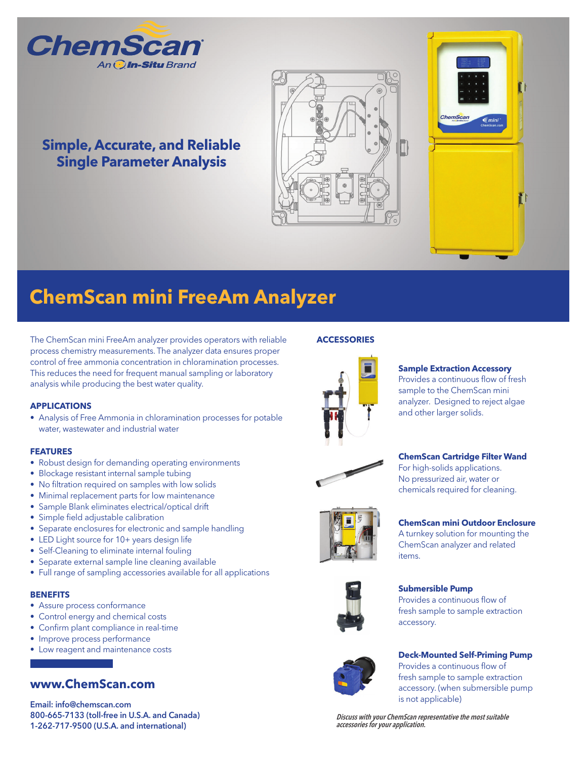ChemScan®

An In-Situ Brand

## Simple, Accurate, and Reliable Single Parameter Analysis

# ChemScan mini FreeAm Analyzer

The ChemScan mini FreeAm analyzer provides operators with reliable process chemistry measurements. The analyzer data ensures proper control of free ammonia concentration in chloramination processes. This reduces the need for frequent manual sampling or laboratory analysis while producing the best water quality.

### APPLICATIONS

- Analysis of Free Ammonia in chloramination processes for potable water, wastewater and industrial water

### FEATURES

- Robust design for demanding operating environments
- Blockage resistant internal sample tubing
- No filtration required on samples with low solids
- Minimal replacement parts for low maintenance
- Sample Blank eliminates electrical/optical drift
- Simple field adjustable calibration
- Separate enclosures for electronic and sample handling
- LED Light source for 10+ years design life
- Self-Cleaning to eliminate internal fouling
- Separate external sample line cleaning available
- Full range of sampling accessories available for all applications

### BENEFITS

- Assure process conformance
- Control energy and chemical costs
- Confirm plant compliance in real-time
- Improve process performance
- Low reagent and maintenance costs

## www.ChemScan.com

**Email: info@chemscan.com**
**800-665-7133 (toll-free in U.S.A. and Canada)**
**1-262-717-9500 (U.S.A. and international)**

### ACCESSORIES

**Sample Extraction Accessory**
Provides a continuous flow of fresh sample to the ChemScan mini analyzer. Designed to reject algae and other larger solids.

**ChemScan Cartridge Filter Wand**
For high-solids applications. No pressurized air, water or chemicals required for cleaning.

**ChemScan mini Outdoor Enclosure**
A turnkey solution for mounting the ChemScan analyzer and related items.

**Submersible Pump**
Provides a continuous flow of fresh sample to sample extraction accessory.

**Deck-Mounted Self-Priming Pump**
Provides a continuous flow of fresh sample to sample extraction accessory. (when submersible pump is not applicable)

***Discuss with your ChemScan representative the most suitable accessories for your application.***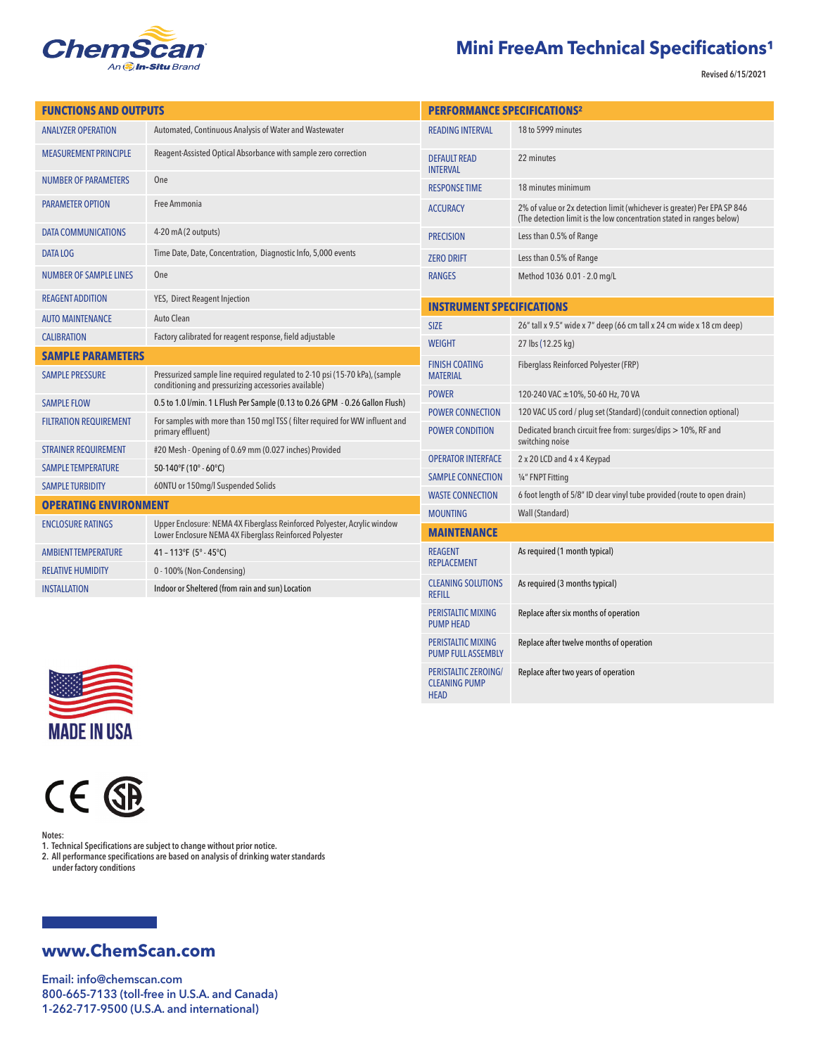# Mini FreeAm Technical Specifications[1]

Revised 6/15/2021

## FUNCTIONS AND OUTPUTS

| | |
|---|---|
| ANALYZER OPERATION | Automated, Continuous Analysis of Water and Wastewater |
| MEASUREMENT PRINCIPLE | Reagent-Assisted Optical Absorbance with sample zero correction |
| NUMBER OF PARAMETERS | One |
| PARAMETER OPTION | Free Ammonia |
| DATA COMMUNICATIONS | 4-20 mA (2 outputs) |
| DATA LOG | Time Date, Date, Concentration, Diagnostic Info, 5,000 events |
| NUMBER OF SAMPLE LINES | One |
| REAGENT ADDITION | YES, Direct Reagent Injection |
| AUTO MAINTENANCE | Auto Clean |
| CALIBRATION | Factory calibrated for reagent response, field adjustable |

## SAMPLE PARAMETERS

| | |
|---|---|
| SAMPLE PRESSURE | Pressurized sample line required regulated to 2-10 psi (15-70 kPa), (sample conditioning and pressurizing accessories available) |
| SAMPLE FLOW | 0.5 to 1.0 l/min. 1 L Flush Per Sample (0.13 to 0.26 GPM - 0.26 Gallon Flush) |
| FILTRATION REQUIREMENT | For samples with more than 150 mgl TSS ( filter required for WW influent and primary effluent) |
| STRAINER REQUIREMENT | #20 Mesh - Opening of 0.69 mm (0.027 inches) Provided |
| SAMPLE TEMPERATURE | 50-140°F (10° - 60°C) |
| SAMPLE TURBIDITY | 60NTU or 150mg/l Suspended Solids |

## OPERATING ENVIRONMENT

| | |
|---|---|
| ENCLOSURE RATINGS | Upper Enclosure: NEMA 4X Fiberglass Reinforced Polyester, Acrylic window<br>Lower Enclosure NEMA 4X Fiberglass Reinforced Polyester |
| AMBIENT TEMPERATURE | 41 – 113°F (5° - 45°C) |
| RELATIVE HUMIDITY | 0 - 100% (Non-Condensing) |
| INSTALLATION | Indoor or Sheltered (from rain and sun) Location |

## PERFORMANCE SPECIFICATIONS[2]

| | |
|---|---|
| READING INTERVAL | 18 to 5999 minutes |
| DEFAULT READ INTERVAL | 22 minutes |
| RESPONSE TIME | 18 minutes minimum |
| ACCURACY | 2% of value or 2x detection limit (whichever is greater) Per EPA SP 846 (The detection limit is the low concentration stated in ranges below) |
| PRECISION | Less than 0.5% of Range |
| ZERO DRIFT | Less than 0.5% of Range |
| RANGES | Method 1036 0.01 - 2.0 mg/L |

## INSTRUMENT SPECIFICATIONS

| | |
|---|---|
| SIZE | 26" tall x 9.5" wide x 7" deep (66 cm tall x 24 cm wide x 18 cm deep) |
| WEIGHT | 27 lbs (12.25 kg) |
| FINISH COATING MATERIAL | Fiberglass Reinforced Polyester (FRP) |
| POWER | 120-240 VAC ±10%, 50-60 Hz, 70 VA |
| POWER CONNECTION | 120 VAC US cord / plug set (Standard) (conduit connection optional) |
| POWER CONDITION | Dedicated branch circuit free from: surges/dips > 10%, RF and switching noise |
| OPERATOR INTERFACE | 2 x 20 LCD and 4 x 4 Keypad |
| SAMPLE CONNECTION | ¼" FNPT Fitting |
| WASTE CONNECTION | 6 foot length of 5/8" ID clear vinyl tube provided (route to open drain) |
| MOUNTING | Wall (Standard) |

## MAINTENANCE

| | |
|---|---|
| REAGENT REPLACEMENT | As required (1 month typical) |
| CLEANING SOLUTIONS REFILL | As required (3 months typical) |
| PERISTALTIC MIXING PUMP HEAD | Replace after six months of operation |
| PERISTALTIC MIXING PUMP FULL ASSEMBLY | Replace after twelve months of operation |
| PERISTALTIC ZEROING/ CLEANING PUMP HEAD | Replace after two years of operation |

MADE IN USA

Notes:
1. Technical Specifications are subject to change without prior notice.
2. All performance specifications are based on analysis of drinking water standards under factory conditions

**www.ChemScan.com**

Email: info@chemscan.com
800-665-7133 (toll-free in U.S.A. and Canada)
1-262-717-9500 (U.S.A. and international)